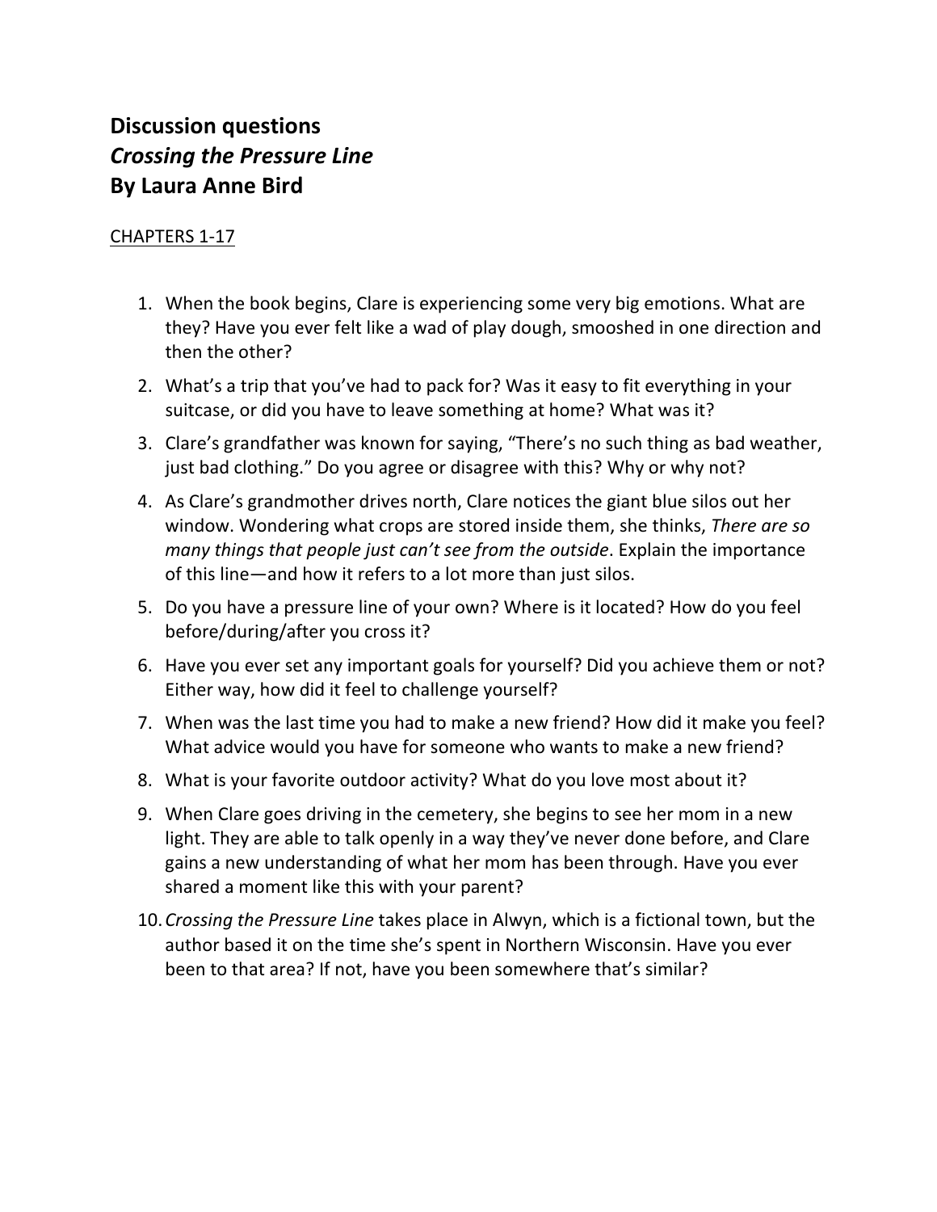# Discussion questions
# *Crossing the Pressure Line*
# By Laura Anne Bird

<u>CHAPTERS 1-17</u>

1. When the book begins, Clare is experiencing some very big emotions. What are they? Have you ever felt like a wad of play dough, smooshed in one direction and then the other?
2. What's a trip that you've had to pack for? Was it easy to fit everything in your suitcase, or did you have to leave something at home? What was it?
3. Clare's grandfather was known for saying, "There's no such thing as bad weather, just bad clothing." Do you agree or disagree with this? Why or why not?
4. As Clare's grandmother drives north, Clare notices the giant blue silos out her window. Wondering what crops are stored inside them, she thinks, *There are so many things that people just can't see from the outside*. Explain the importance of this line—and how it refers to a lot more than just silos.
5. Do you have a pressure line of your own? Where is it located? How do you feel before/during/after you cross it?
6. Have you ever set any important goals for yourself? Did you achieve them or not? Either way, how did it feel to challenge yourself?
7. When was the last time you had to make a new friend? How did it make you feel? What advice would you have for someone who wants to make a new friend?
8. What is your favorite outdoor activity? What do you love most about it?
9. When Clare goes driving in the cemetery, she begins to see her mom in a new light. They are able to talk openly in a way they've never done before, and Clare gains a new understanding of what her mom has been through. Have you ever shared a moment like this with your parent?
10. *Crossing the Pressure Line* takes place in Alwyn, which is a fictional town, but the author based it on the time she's spent in Northern Wisconsin. Have you ever been to that area? If not, have you been somewhere that's similar?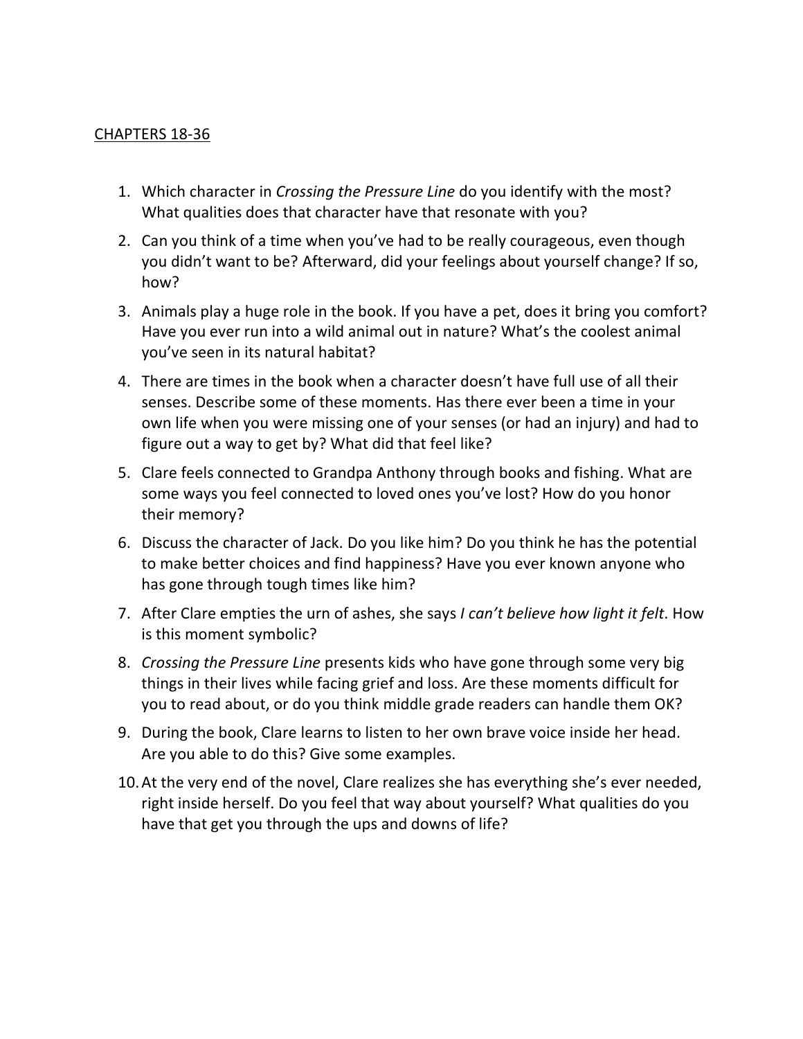CHAPTERS 18-36

1. Which character in *Crossing the Pressure Line* do you identify with the most? What qualities does that character have that resonate with you?
2. Can you think of a time when you've had to be really courageous, even though you didn't want to be? Afterward, did your feelings about yourself change? If so, how?
3. Animals play a huge role in the book. If you have a pet, does it bring you comfort? Have you ever run into a wild animal out in nature? What's the coolest animal you've seen in its natural habitat?
4. There are times in the book when a character doesn't have full use of all their senses. Describe some of these moments. Has there ever been a time in your own life when you were missing one of your senses (or had an injury) and had to figure out a way to get by? What did that feel like?
5. Clare feels connected to Grandpa Anthony through books and fishing. What are some ways you feel connected to loved ones you've lost? How do you honor their memory?
6. Discuss the character of Jack. Do you like him? Do you think he has the potential to make better choices and find happiness? Have you ever known anyone who has gone through tough times like him?
7. After Clare empties the urn of ashes, she says *I can't believe how light it felt*. How is this moment symbolic?
8. *Crossing the Pressure Line* presents kids who have gone through some very big things in their lives while facing grief and loss. Are these moments difficult for you to read about, or do you think middle grade readers can handle them OK?
9. During the book, Clare learns to listen to her own brave voice inside her head. Are you able to do this? Give some examples.
10. At the very end of the novel, Clare realizes she has everything she's ever needed, right inside herself. Do you feel that way about yourself? What qualities do you have that get you through the ups and downs of life?